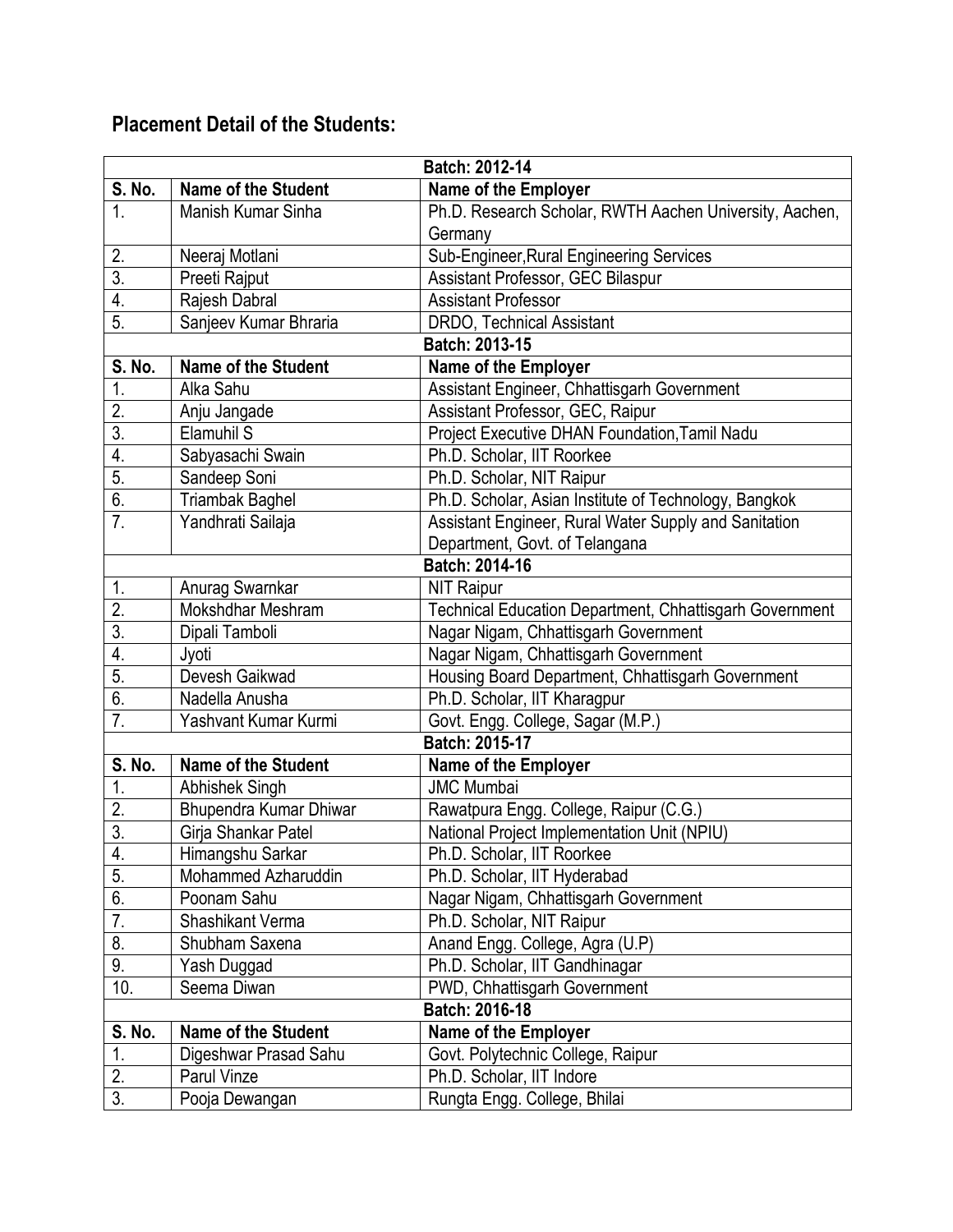## Placement Detail of the Students:

| S. No. | Name of the Student | Name of the Employer |
|---|---|---|
| | | **Batch: 2012-14** |
| **S. No.** | **Name of the Student** | **Name of the Employer** |
| 1. | Manish Kumar Sinha | Ph.D. Research Scholar, RWTH Aachen University, Aachen, Germany |
| 2. | Neeraj Motlani | Sub-Engineer,Rural Engineering Services |
| 3. | Preeti Rajput | Assistant Professor, GEC Bilaspur |
| 4. | Rajesh Dabral | Assistant Professor |
| 5. | Sanjeev Kumar Bhraria | DRDO, Technical Assistant |
| | | **Batch: 2013-15** |
| **S. No.** | **Name of the Student** | **Name of the Employer** |
| 1. | Alka Sahu | Assistant Engineer, Chhattisgarh Government |
| 2. | Anju Jangade | Assistant Professor, GEC, Raipur |
| 3. | Elamuhil S | Project Executive DHAN Foundation,Tamil Nadu |
| 4. | Sabyasachi Swain | Ph.D. Scholar, IIT Roorkee |
| 5. | Sandeep Soni | Ph.D. Scholar, NIT Raipur |
| 6. | Triambak Baghel | Ph.D. Scholar, Asian Institute of Technology, Bangkok |
| 7. | Yandhrati Sailaja | Assistant Engineer, Rural Water Supply and Sanitation Department, Govt. of Telangana |
| | | **Batch: 2014-16** |
| 1. | Anurag Swarnkar | NIT Raipur |
| 2. | Mokshdhar Meshram | Technical Education Department, Chhattisgarh Government |
| 3. | Dipali Tamboli | Nagar Nigam, Chhattisgarh Government |
| 4. | Jyoti | Nagar Nigam, Chhattisgarh Government |
| 5. | Devesh Gaikwad | Housing Board Department, Chhattisgarh Government |
| 6. | Nadella Anusha | Ph.D. Scholar, IIT Kharagpur |
| 7. | Yashvant Kumar Kurmi | Govt. Engg. College, Sagar (M.P.) |
| | | **Batch: 2015-17** |
| **S. No.** | **Name of the Student** | **Name of the Employer** |
| 1. | Abhishek Singh | JMC Mumbai |
| 2. | Bhupendra Kumar Dhiwar | Rawatpura Engg. College, Raipur (C.G.) |
| 3. | Girja Shankar Patel | National Project Implementation Unit (NPIU) |
| 4. | Himangshu Sarkar | Ph.D. Scholar, IIT Roorkee |
| 5. | Mohammed Azharuddin | Ph.D. Scholar, IIT Hyderabad |
| 6. | Poonam Sahu | Nagar Nigam, Chhattisgarh Government |
| 7. | Shashikant Verma | Ph.D. Scholar, NIT Raipur |
| 8. | Shubham Saxena | Anand Engg. College, Agra (U.P) |
| 9. | Yash Duggad | Ph.D. Scholar, IIT Gandhinagar |
| 10. | Seema Diwan | PWD, Chhattisgarh Government |
| | | **Batch: 2016-18** |
| **S. No.** | **Name of the Student** | **Name of the Employer** |
| 1. | Digeshwar Prasad Sahu | Govt. Polytechnic College, Raipur |
| 2. | Parul Vinze | Ph.D. Scholar, IIT Indore |
| 3. | Pooja Dewangan | Rungta Engg. College, Bhilai |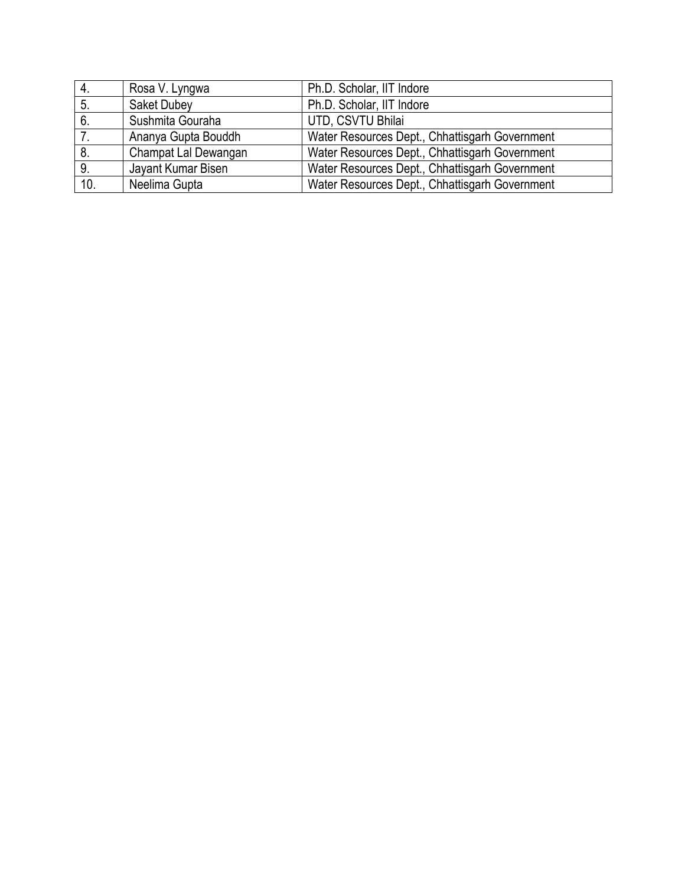| | | |
|---|---|---|
| 4. | Rosa V. Lyngwa | Ph.D. Scholar, IIT Indore |
| 5. | Saket Dubey | Ph.D. Scholar, IIT Indore |
| 6. | Sushmita Gouraha | UTD, CSVTU Bhilai |
| 7. | Ananya Gupta Bouddh | Water Resources Dept., Chhattisgarh Government |
| 8. | Champat Lal Dewangan | Water Resources Dept., Chhattisgarh Government |
| 9. | Jayant Kumar Bisen | Water Resources Dept., Chhattisgarh Government |
| 10. | Neelima Gupta | Water Resources Dept., Chhattisgarh Government |